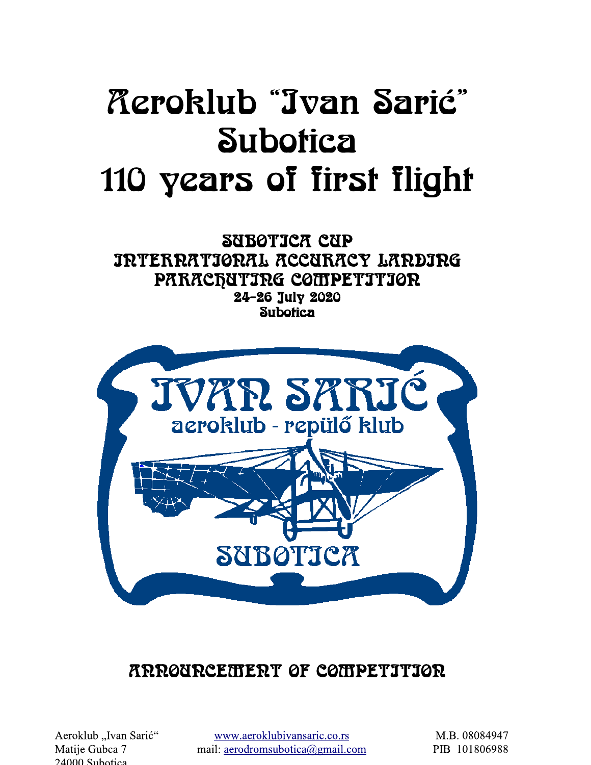# Aeroklub "Ivan Sarić" Subotica 110 years of first flight

## SUBOTICA CUP INTERNATIONAL ACCURACY LANDING PARACHUTING COMPETITION

**24-26 July 2020**
**Subotica**

## ANNOUNCEMENT OF COMPETITION

Aeroklub „Ivan Sarić"
Matije Gubca 7
24000 Subotica

www.aeroklubivansaric.co.rs
mail: aerodromsubotica@gmail.com

M.B. 08084947
PIB 101806988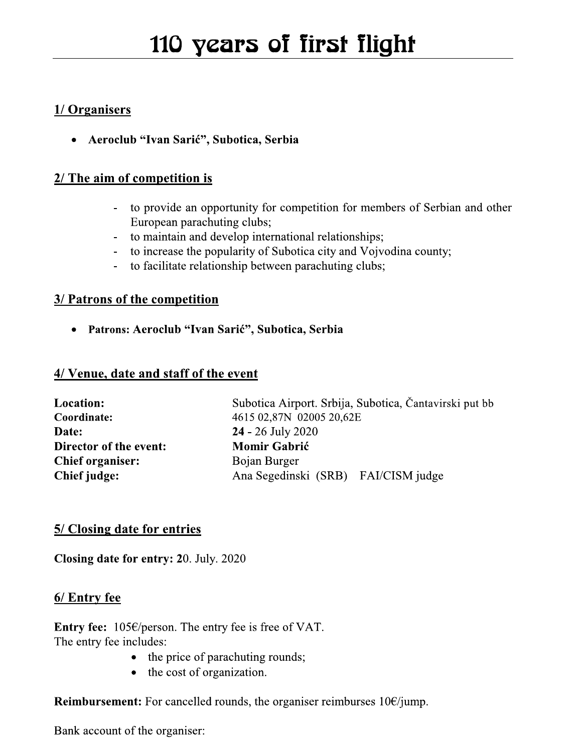# 110 years of first flight

## 1/ Organisers

- **Aeroclub "Ivan Sarić", Subotica, Serbia**

## 2/ The aim of competition is

- to provide an opportunity for competition for members of Serbian and other European parachuting clubs;
- to maintain and develop international relationships;
- to increase the popularity of Subotica city and Vojvodina county;
- to facilitate relationship between parachuting clubs;

## 3/ Patrons of the competition

- **Patrons: Aeroclub "Ivan Sarić", Subotica, Serbia**

## 4/ Venue, date and staff of the event

| | |
|---|---|
| **Location:** | Subotica Airport. Srbija, Subotica, Čantavirski put bb |
| **Coordinate:** | 4615 02,87N 02005 20,62E |
| **Date:** | **24** - 26 July 2020 |
| **Director of the event:** | **Momir Gabrić** |
| **Chief organiser:** | Bojan Burger |
| **Chief judge:** | Ana Segedinski (SRB) FAI/CISM judge |

## 5/ Closing date for entries

**Closing date for entry: 2**0. July. 2020

## 6/ Entry fee

**Entry fee:** 105€/person. The entry fee is free of VAT.
The entry fee includes:

- the price of parachuting rounds;
- the cost of organization.

**Reimbursement:** For cancelled rounds, the organiser reimburses 10€/jump.

Bank account of the organiser: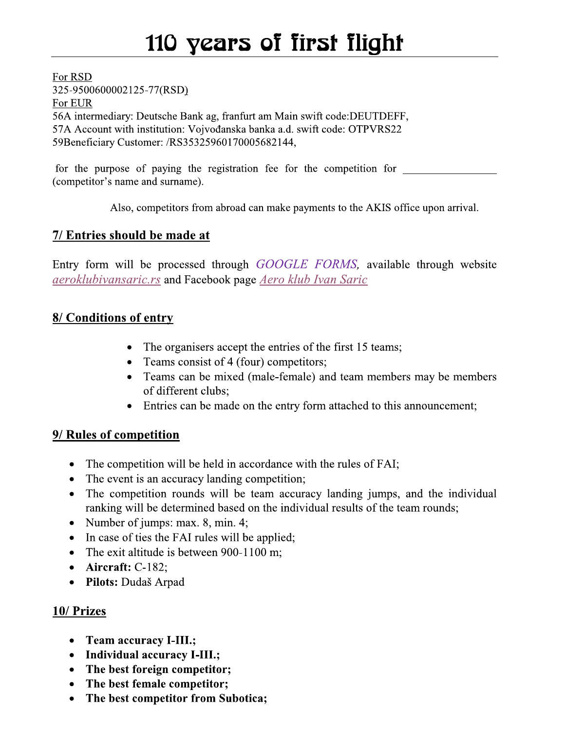# 110 years of first flight

For RSD
325-95006000002125-77(RSD)
For EUR
56A intermediary: Deutsche Bank ag, franfurt am Main swift code:DEUTDEFF,
57A Account with institution: Vojvođanska banka a.d. swift code: OTPVRS22
59Beneficiary Customer: /RS35325960170005682144,

for the purpose of paying the registration fee for the competition for ________________ (competitor's name and surname).

Also, competitors from abroad can make payments to the AKIS office upon arrival.

## 7/ Entries should be made at

Entry form will be processed through *GOOGLE FORMS,* available through website *aeroklubivansaric.rs* and Facebook page *Aero klub Ivan Saric*

## 8/ Conditions of entry

- The organisers accept the entries of the first 15 teams;
- Teams consist of 4 (four) competitors;
- Teams can be mixed (male-female) and team members may be members of different clubs;
- Entries can be made on the entry form attached to this announcement;

## 9/ Rules of competition

- The competition will be held in accordance with the rules of FAI;
- The event is an accuracy landing competition;
- The competition rounds will be team accuracy landing jumps, and the individual ranking will be determined based on the individual results of the team rounds;
- Number of jumps: max. 8, min. 4;
- In case of ties the FAI rules will be applied;
- The exit altitude is between 900-1100 m;
- **Aircraft:** C-182;
- **Pilots:** Dudaš Arpad

## 10/ Prizes

- **Team accuracy I-III.;**
- **Individual accuracy I-III.;**
- **The best foreign competitor;**
- **The best female competitor;**
- **The best competitor from Subotica;**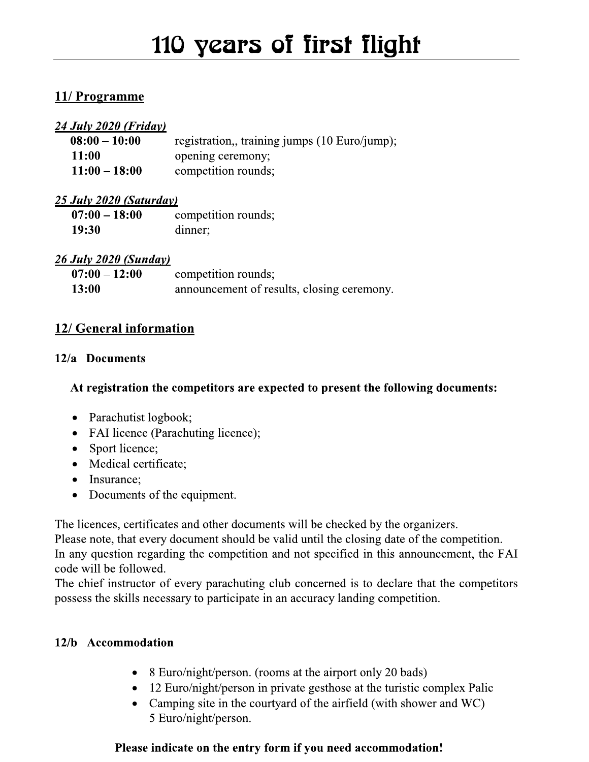# 110 years of first flight

## 11/ Programme

***24 July 2020 (Friday)***

| | |
|---|---|
| **08:00 – 10:00** | registration,, training jumps (10 Euro/jump); |
| **11:00** | opening ceremony; |
| **11:00 – 18:00** | competition rounds; |

***25 July 2020 (Saturday)***

| | |
|---|---|
| **07:00 – 18:00** | competition rounds; |
| **19:30** | dinner; |

***26 July 2020 (Sunday)***

| | |
|---|---|
| **07:00 – 12:00** | competition rounds; |
| **13:00** | announcement of results, closing ceremony. |

## 12/ General information

### 12/a Documents

**At registration the competitors are expected to present the following documents:**

- Parachutist logbook;
- FAI licence (Parachuting licence);
- Sport licence;
- Medical certificate;
- Insurance;
- Documents of the equipment.

The licences, certificates and other documents will be checked by the organizers.
Please note, that every document should be valid until the closing date of the competition.
In any question regarding the competition and not specified in this announcement, the FAI code will be followed.
The chief instructor of every parachuting club concerned is to declare that the competitors possess the skills necessary to participate in an accuracy landing competition.

### 12/b Accommodation

- 8 Euro/night/person. (rooms at the airport only 20 bads)
- 12 Euro/night/person in private gesthose at the turistic complex Palic
- Camping site in the courtyard of the airfield (with shower and WC) 5 Euro/night/person.

**Please indicate on the entry form if you need accommodation!**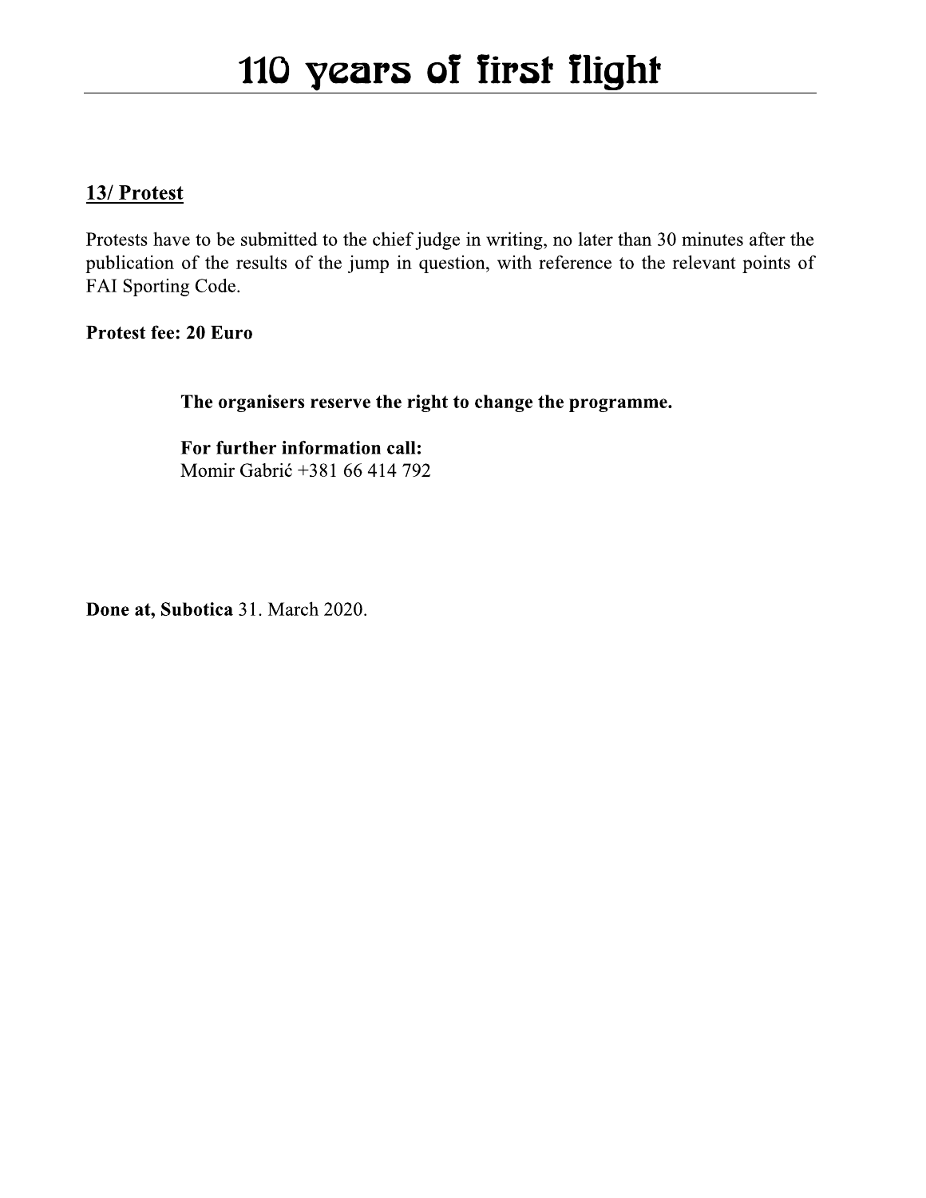## 13/ Protest

Protests have to be submitted to the chief judge in writing, no later than 30 minutes after the publication of the results of the jump in question, with reference to the relevant points of FAI Sporting Code.

**Protest fee: 20 Euro**

**The organisers reserve the right to change the programme.**

**For further information call:**
Momir Gabrić +381 66 414 792

**Done at, Subotica** 31. March 2020.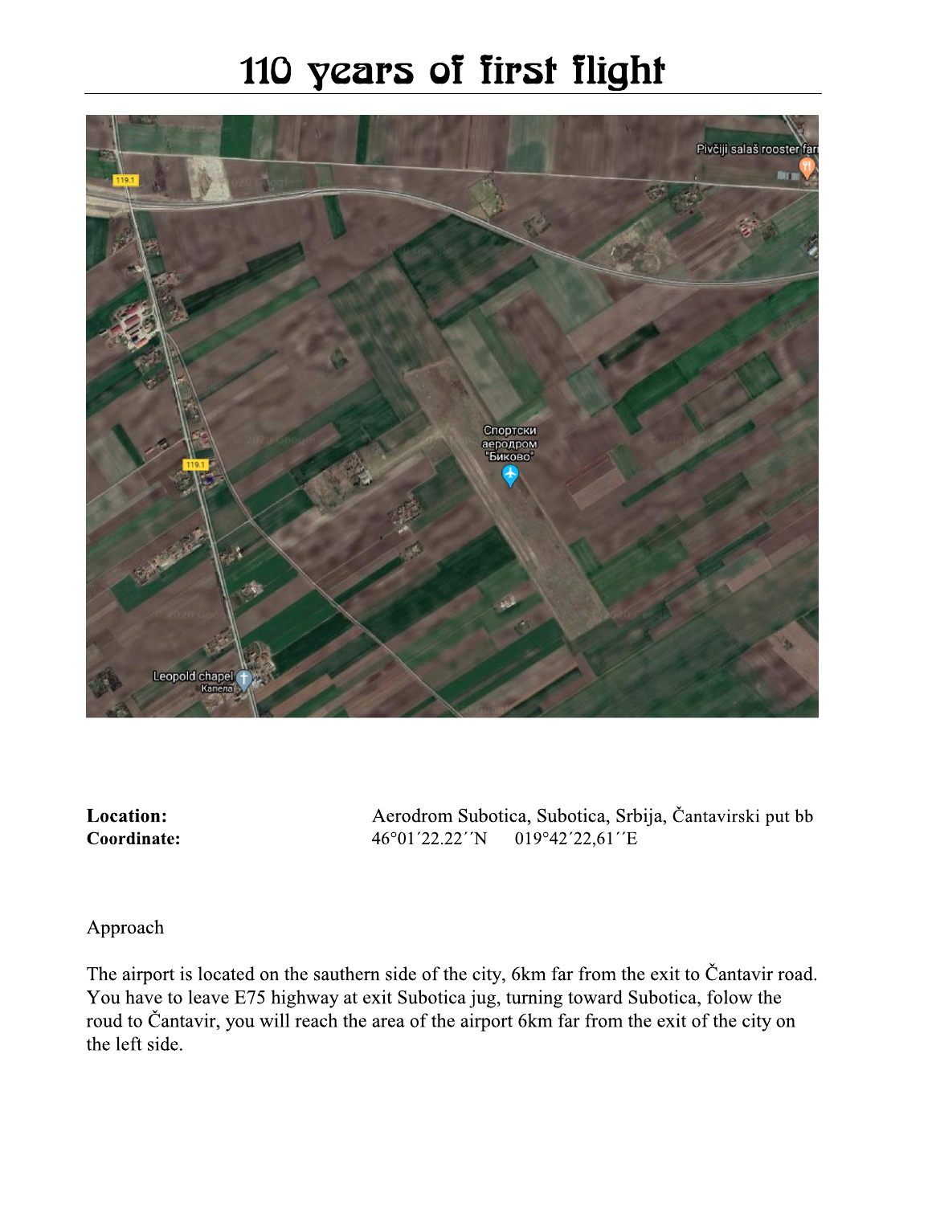# 110 years of first flight

**Location:** Aerodrom Subotica, Subotica, Srbija, Čantavirski put bb

**Coordinate:** 46°01´22.22´´N 019°42´22,61´´E

Approach

The airport is located on the sauthern side of the city, 6km far from the exit to Čantavir road. You have to leave E75 highway at exit Subotica jug, turning toward Subotica, folow the roud to Čantavir, you will reach the area of the airport 6km far from the exit of the city on the left side.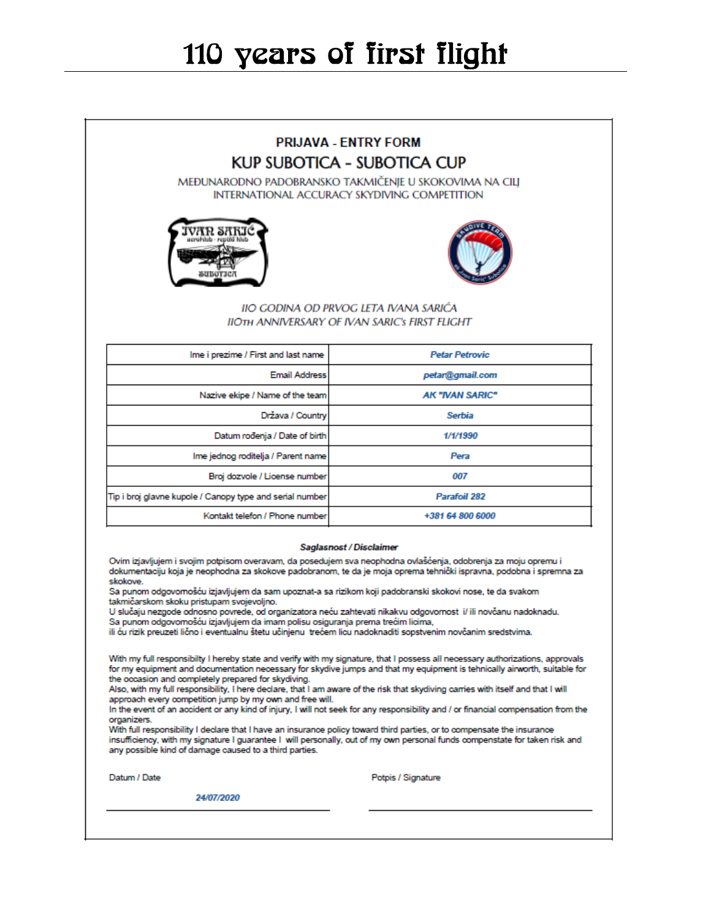# 110 years of first flight

## PRIJAVA - ENTRY FORM

## KUP SUBOTICA - SUBOTICA CUP

MEĐUNARODNO PADOBRANSKO TAKMIČENJE U SKOKOVIMA NA CILJ
INTERNATIONAL ACCURACY SKYDIVING COMPETITION

*110 GODINA OD PRVOG LETA IVANA SARIĆA*
*110TH ANNIVERSARY OF IVAN SARIC's FIRST FLIGHT*

| | |
|---|---|
| Ime i prezime / First and last name | ***Petar Petrovic*** |
| Email Address | ***petar@gmail.com*** |
| Nazive ekipe / Name of the team | ***AK "IVAN SARIC"*** |
| Država / Country | ***Serbia*** |
| Datum rođenja / Date of birth | ***1/1/1990*** |
| Ime jednog roditelja / Parent name | ***Pera*** |
| Broj dozvole / License number | ***007*** |
| Tip i broj glavne kupole / Canopy type and serial number | ***Parafoil 282*** |
| Kontakt telefon / Phone number | ***+381 64 800 6000*** |

***Saglasnost / Disclaimer***

Ovim izjavljujem i svojim potpisom overavam, da posedujem sva neophodna ovlašćenja, odobrenja za moju opremu i dokumentaciju koja je neophodna za skokove padobranom, te da je moja oprema tehnički ispravna, podobna i spremna za skokove.
Sa punom odgovornošću izjavljujem da sam upoznat-a sa rizikom koji padobranski skokovi nose, te da svakom takmičarskom skoku pristupam svojevoljno.
U slučaju nezgode odnosno povrede, od organizatora neću zahtevati nikakvu odgovornost i/ ili novčanu nadoknadu.
Sa punom odgovornošću izjavljujem da imam polisu osiguranja prema trećim licima,
ili ću rizik preuzeti lično i eventualnu štetu učinjenu trećem licu nadoknaditi sopstvenim novčanim sredstvima.

With my full responsibilty I hereby state and verify with my signature, that I possess all necessary authorizations, approvals for my equipment and documentation necessary for skydive jumps and that my equipment is tehnically airworth, suitable for the occasion and completely prepared for skydiving.
Also, with my full responsibility, I here declare, that I am aware of the risk that skydiving carries with itself and that I will approach every competition jump by my own and free will.
In the event of an accident or any kind of injury, I will not seek for any responsibility and / or financial compensation from the organizers.
With full responsibility I declare that I have an insurance policy toward third parties, or to compensate the insurance insufficiency, with my signature I guarantee I will personally, out of my own personal funds compenstate for taken risk and any possible kind of damage caused to a third parties.

Datum / Date: ***24/07/2020***

Potpis / Signature: